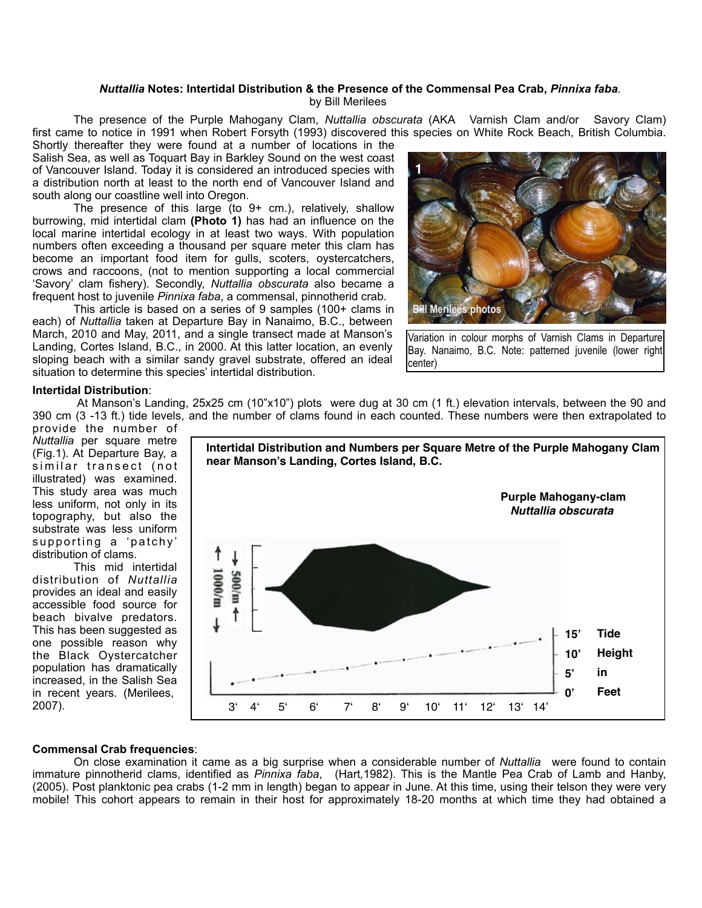### *Nuttallia* Notes: Intertidal Distribution & the Presence of the Commensal Pea Crab, *Pinnixa faba*.

by Bill Merilees

The presence of the Purple Mahogany Clam, *Nuttallia obscurata* (AKA Varnish Clam and/or Savory Clam) first came to notice in 1991 when Robert Forsyth (1993) discovered this species on White Rock Beach, British Columbia. Shortly thereafter they were found at a number of locations in the Salish Sea, as well as Toquart Bay in Barkley Sound on the west coast of Vancouver Island. Today it is considered an introduced species with a distribution north at least to the north end of Vancouver Island and south along our coastline well into Oregon.

The presence of this large (to 9+ cm.), relatively, shallow burrowing, mid intertidal clam **(Photo 1)** has had an influence on the local marine intertidal ecology in at least two ways. With population numbers often exceeding a thousand per square meter this clam has become an important food item for gulls, scoters, oystercatchers, crows and raccoons, (not to mention supporting a local commercial 'Savory' clam fishery). Secondly, *Nuttallia obscurata* also became a frequent host to juvenile *Pinnixa faba*, a commensal, pinnotherid crab.

This article is based on a series of 9 samples (100+ clams in each) of *Nuttallia* taken at Departure Bay in Nanaimo, B.C., between March, 2010 and May, 2011, and a single transect made at Manson's Landing, Cortes Island, B.C., in 2000. At this latter location, an evenly sloping beach with a similar sandy gravel substrate, offered an ideal situation to determine this species' intertidal distribution.

1

Bill Merilees photos

Variation in colour morphs of Varnish Clams in Departure Bay. Nanaimo, B.C. Note: patterned juvenile (lower right center)

**Intertidal Distribution**:

At Manson's Landing, 25x25 cm (10"x10") plots were dug at 30 cm (1 ft.) elevation intervals, between the 90 and 390 cm (3 -13 ft.) tide levels, and the number of clams found in each counted. These numbers were then extrapolated to provide the number of *Nuttallia* per square metre (Fig.1). At Departure Bay, a similar transect (not illustrated) was examined. This study area was much less uniform, not only in its topography, but also the substrate was less uniform supporting a 'patchy' distribution of clams.

This mid intertidal distribution of *Nuttallia* provides an ideal and easily accessible food source for beach bivalve predators. This has been suggested as one possible reason why the Black Oystercatcher population has dramatically increased, in the Salish Sea in recent years. (Merilees, 2007).

**Intertidal Distribution and Numbers per Square Metre of the Purple Mahogany Clam near Manson's Landing, Cortes Island, B.C.**

Purple Mahogany-clam
*Nuttalia obscurata*

1000/m

500/m

15' 10' 5' 0'

Tide Height in Feet

3' 4' 5' 6' 7' 8' 9' 10' 11' 12' 13' 14'

**Commensal Crab frequencies**:

On close examination it came as a big surprise when a considerable number of *Nuttallia* were found to contain immature pinnotherid clams, identified as *Pinnixa faba*, (Hart,1982). This is the Mantle Pea Crab of Lamb and Hanby, (2005). Post planktonic pea crabs (1-2 mm in length) began to appear in June. At this time, using their telson they were very mobile! This cohort appears to remain in their host for approximately 18-20 months at which time they had obtained a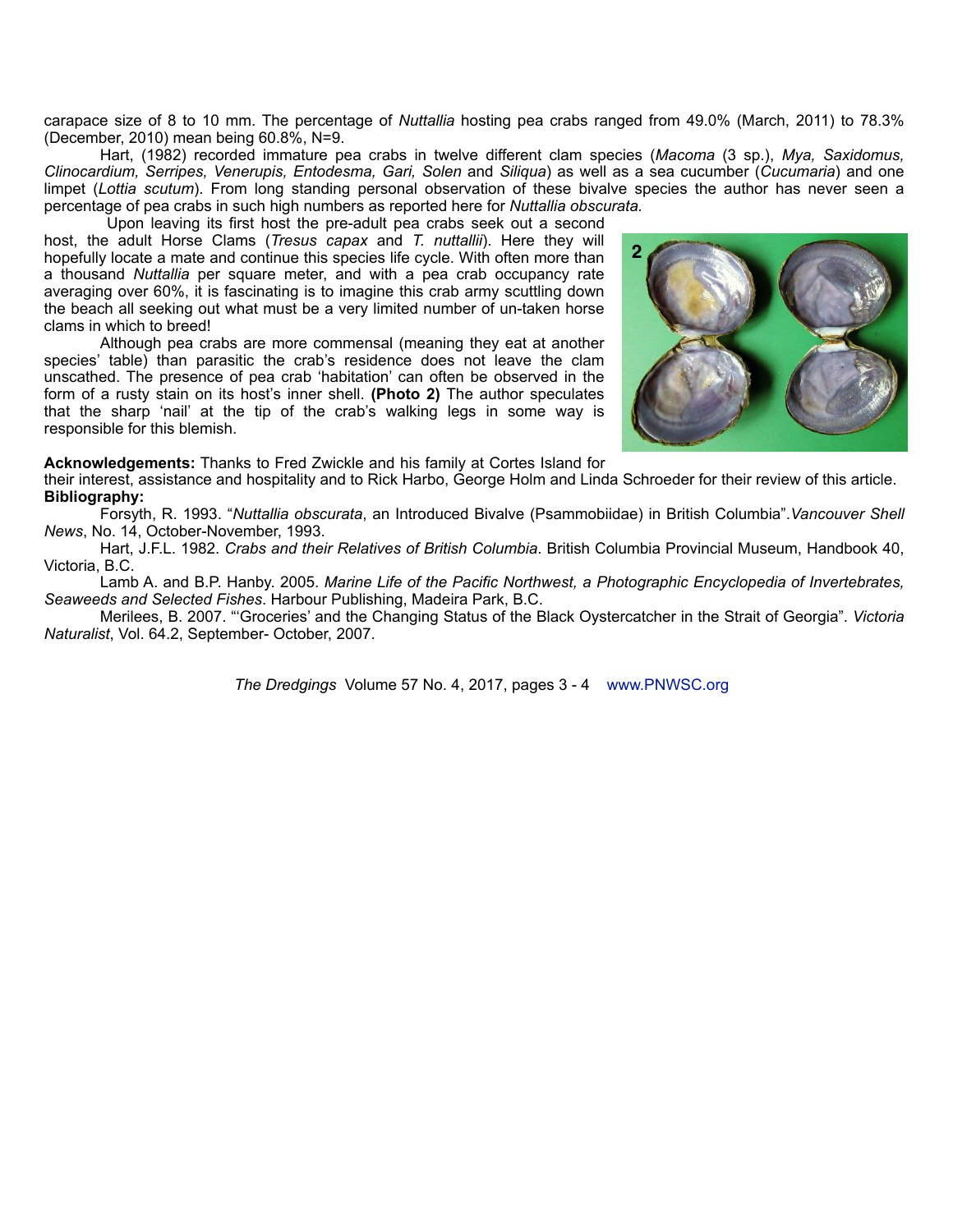carapace size of 8 to 10 mm. The percentage of *Nuttallia* hosting pea crabs ranged from 49.0% (March, 2011) to 78.3% (December, 2010) mean being 60.8%, N=9.

Hart, (1982) recorded immature pea crabs in twelve different clam species (*Macoma* (3 sp.), *Mya, Saxidomus, Clinocardium, Serripes, Venerupis, Entodesma, Gari, Solen* and *Siliqua*) as well as a sea cucumber (*Cucumaria*) and one limpet (*Lottia scutum*). From long standing personal observation of these bivalve species the author has never seen a percentage of pea crabs in such high numbers as reported here for *Nuttallia obscurata*.

Upon leaving its first host the pre-adult pea crabs seek out a second host, the adult Horse Clams (*Tresus capax* and *T. nuttallii*). Here they will hopefully locate a mate and continue this species life cycle. With often more than a thousand *Nuttallia* per square meter, and with a pea crab occupancy rate averaging over 60%, it is fascinating is to imagine this crab army scuttling down the beach all seeking out what must be a very limited number of un-taken horse clams in which to breed!

Although pea crabs are more commensal (meaning they eat at another species' table) than parasitic the crab's residence does not leave the clam unscathed. The presence of pea crab 'habitation' can often be observed in the form of a rusty stain on its host's inner shell. **(Photo 2)** The author speculates that the sharp 'nail' at the tip of the crab's walking legs in some way is responsible for this blemish.

2

**Acknowledgements:** Thanks to Fred Zwickle and his family at Cortes Island for their interest, assistance and hospitality and to Rick Harbo, George Holm and Linda Schroeder for their review of this article.

**Bibliography:**

Forsyth, R. 1993. "*Nuttallia obscurata*, an Introduced Bivalve (Psammobiidae) in British Columbia". *Vancouver Shell News*, No. 14, October-November, 1993.

Hart, J.F.L. 1982. *Crabs and their Relatives of British Columbia*. British Columbia Provincial Museum, Handbook 40, Victoria, B.C.

Lamb A. and B.P. Hanby. 2005. *Marine Life of the Pacific Northwest, a Photographic Encyclopedia of Invertebrates, Seaweeds and Selected Fishes*. Harbour Publishing, Madeira Park, B.C.

Merilees, B. 2007. "'Groceries' and the Changing Status of the Black Oystercatcher in the Strait of Georgia". *Victoria Naturalist*, Vol. 64.2, September- October, 2007.

*The Dredgings* Volume 57 No. 4, 2017, pages 3 - 4 www.PNWSC.org